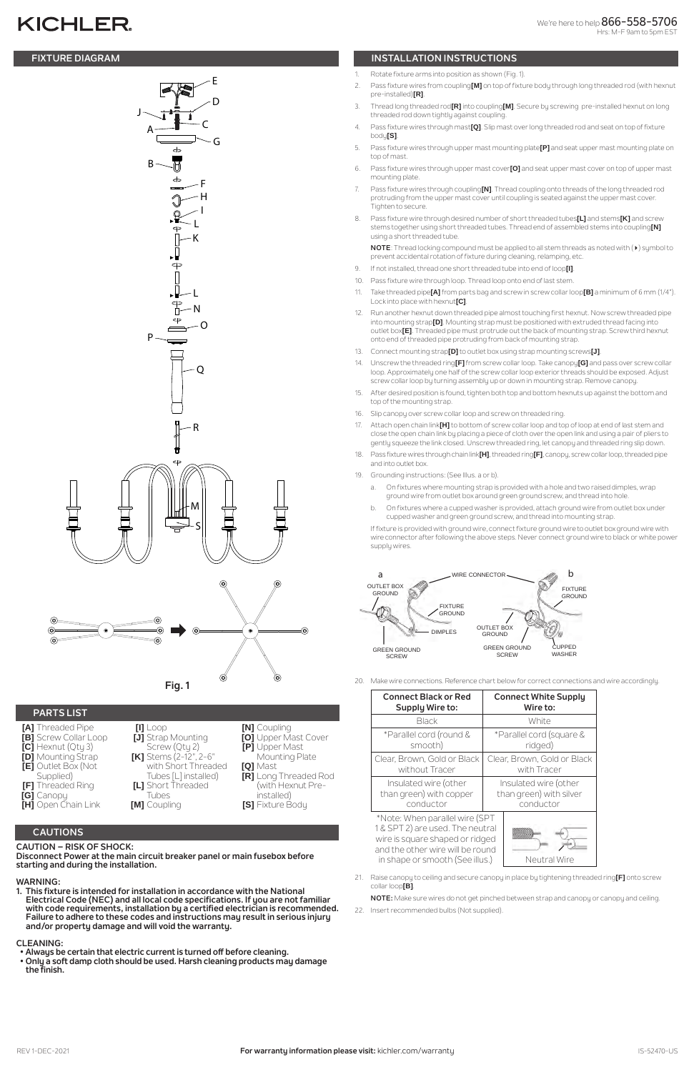# KICHLER

We're here to help 866-558-5706
Hrs: M-F 9am to 5pm EST

## FIXTURE DIAGRAM

Fig. 1

## PARTS LIST

- **[A]** Threaded Pipe
- **[B]** Screw Collar Loop
- **[C]** Hexnut (Qty 3)
- **[D]** Mounting Strap
- **[E]** Outlet Box (Not Supplied)
- **[F]** Threaded Ring
- **[G]** Canopy
- **[H]** Open Chain Link
- **[I]** Loop
- **[J]** Strap Mounting Screw (Qty 2)
- **[K]** Stems (2-12", 2-6" with Short Threaded Tubes [L] installed)
- **[L]** Short Threaded Tubes
- **[M]** Coupling
- **[N]** Coupling
- **[O]** Upper Mast Cover
- **[P]** Upper Mast Mounting Plate
- **[Q]** Mast
- **[R]** Long Threaded Rod (with Hexnut Pre-installed)
- **[S]** Fixture Body

## CAUTIONS

**CAUTION – RISK OF SHOCK:**
**Disconnect Power at the main circuit breaker panel or main fusebox before starting and during the installation.**

**WARNING:**

1. **This fixture is intended for installation in accordance with the National Electrical Code (NEC) and all local code specifications. If you are not familiar with code requirements, installation by a certified electrician is recommended. Failure to adhere to these codes and instructions may result in serious injury and/or property damage and will void the warranty.**

**CLEANING:**

- **Always be certain that electric current is turned off before cleaning.**
- **Only a soft damp cloth should be used. Harsh cleaning products may damage the finish.**

## INSTALLATION INSTRUCTIONS

1. Rotate fixture arms into position as shown (Fig. 1).
2. Pass fixture wires from coupling **[M]** on top of fixture body through long threaded rod (with hexnut pre-installed) **[R]**.
3. Thread long threaded rod **[R]** into coupling **[M]**. Secure by screwing pre-installed hexnut on long threaded rod down tightly against coupling.
4. Pass fixture wires through mast **[Q]**. Slip mast over long threaded rod and seat on top of fixture body **[S]**.
5. Pass fixture wires through upper mast mounting plate **[P]** and seat upper mast mounting plate on top of mast.
6. Pass fixture wires through upper mast cover **[O]** and seat upper mast cover on top of upper mast mounting plate.
7. Pass fixture wires through coupling **[N]**. Thread coupling onto threads of the long threaded rod protruding from the upper mast cover until coupling is seated against the upper mast cover. Tighten to secure.
8. Pass fixture wire through desired number of short threaded tubes **[L]** and stems **[K]** and screw stems together using short threaded tubes. Thread end of assembled stems into coupling **[N]** using a short threaded tube.

   **NOTE**: Thread locking compound must be applied to all stem threads as noted with (▸) symbol to prevent accidental rotation of fixture during cleaning, relamping, etc.
9. If not installed, thread one short threaded tube into end of loop **[I]**.
10. Pass fixture wire through loop. Thread loop onto end of last stem.
11. Take threaded pipe **[A]** from parts bag and screw in screw collar loop **[B]** a minimum of 6 mm (1/4"). Lock into place with hexnut **[C]**.
12. Run another hexnut down threaded pipe almost touching first hexnut. Now screw threaded pipe into mounting strap **[D]**. Mounting strap must be positioned with extruded thread facing into outlet box **[E]**. Threaded pipe must protrude out the back of mounting strap. Screw third hexnut onto end of threaded pipe protruding from back of mounting strap.
13. Connect mounting strap **[D]** to outlet box using strap mounting screws **[J]**.
14. Unscrew the threaded ring **[F]** from screw collar loop. Take canopy **[G]** and pass over screw collar loop. Approximately one half of the screw collar loop exterior threads should be exposed. Adjust screw collar loop by turning assembly up or down in mounting strap. Remove canopy.
15. After desired position is found, tighten both top and bottom hexnuts up against the bottom and top of the mounting strap.
16. Slip canopy over screw collar loop and screw on threaded ring.
17. Attach open chain link **[H]** to bottom of screw collar loop and top of loop at end of last stem and close the open chain link by placing a piece of cloth over the open link and using a pair of pliers to gently squeeze the link closed. Unscrew threaded ring, let canopy and threaded ring slip down.
18. Pass fixture wires through chain link **[H]**, threaded ring **[F]**, canopy, screw collar loop, threaded pipe and into outlet box.
19. Grounding instructions: (See Illus. a or b).
    a. On fixtures where mounting strap is provided with a hole and two raised dimples, wrap ground wire from outlet box around green ground screw, and thread into hole.
    b. On fixtures where a cupped washer is provided, attach ground wire from outlet box under cupped washer and green ground screw, and thread into mounting strap.

    If fixture is provided with ground wire, connect fixture ground wire to outlet box ground wire with wire connector after following the above steps. Never connect ground wire to black or white power supply wires.

a — OUTLET BOX GROUND, WIRE CONNECTOR, FIXTURE GROUND, DIMPLES, GREEN GROUND SCREW
b — FIXTURE GROUND, OUTLET BOX GROUND, GREEN GROUND SCREW, CUPPED WASHER

20. Make wire connections. Reference chart below for correct connections and wire accordingly.

| Connect Black or Red Supply Wire to: | Connect White Supply Wire to: |
|---|---|
| Black | White |
| *Parallel cord (round & smooth) | *Parallel cord (square & ridged) |
| Clear, Brown, Gold or Black without Tracer | Clear, Brown, Gold or Black with Tracer |
| Insulated wire (other than green) with copper conductor | Insulated wire (other than green) with silver conductor |

*Note: When parallel wire (SPT 1 & SPT 2) are used. The neutral wire is square shaped or ridged and the other wire will be round in shape or smooth (See illus.)

Neutral Wire

21. Raise canopy to ceiling and secure canopy in place by tightening threaded ring **[F]** onto screw collar loop **[B]**.

    **NOTE:** Make sure wires do not get pinched between strap and canopy or canopy and ceiling.
22. Insert recommended bulbs (Not supplied).

REV 1-DEC-2021 **For warranty information please visit:** kichler.com/warranty IS-52470-US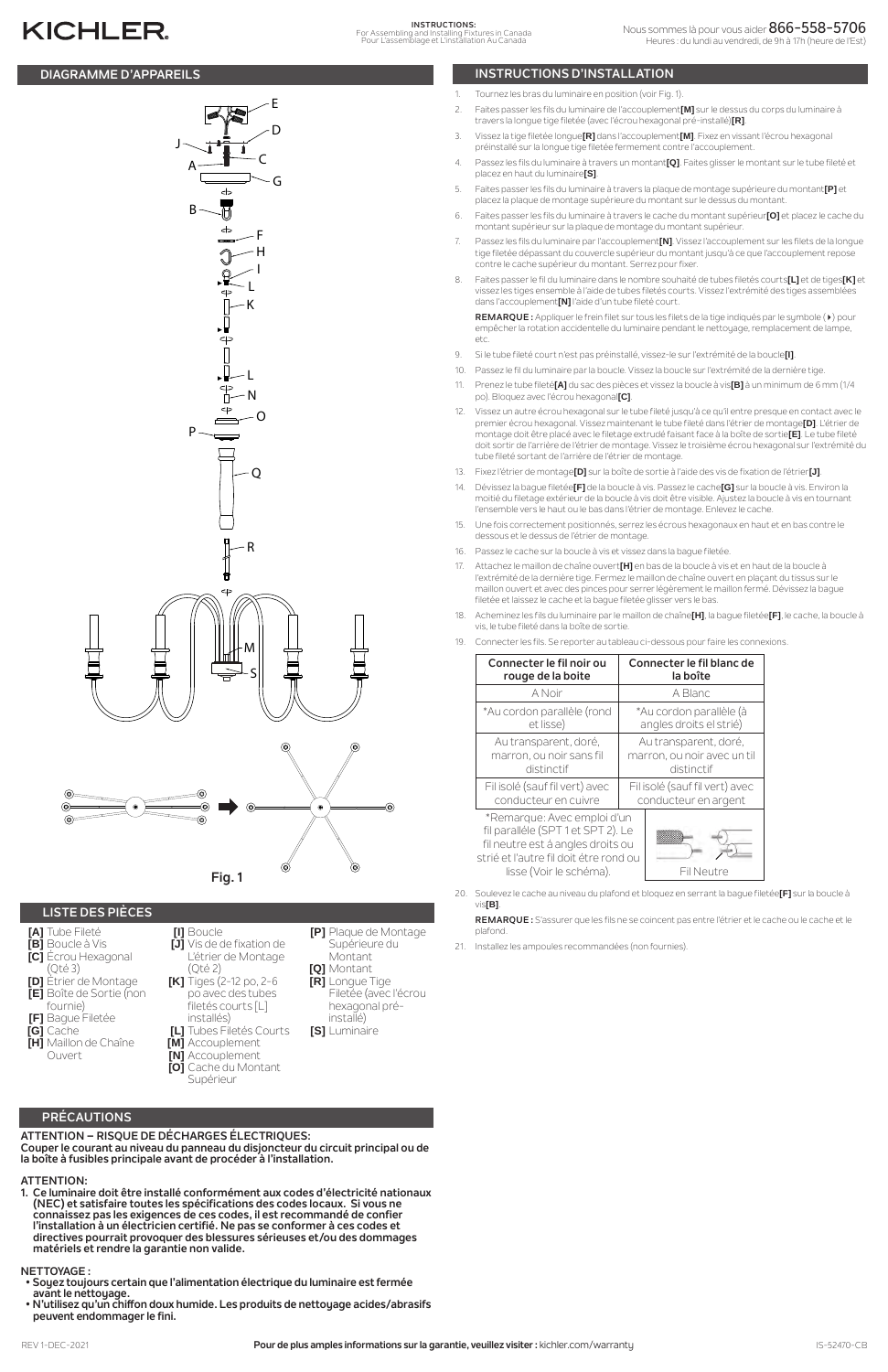# KICHLER

**INSTRUCTIONS:**
For Assembling and Installing Fixtures in Canada
Pour L'assemblage et L'installation Au Canada

Nous sommes là pour vous aider 866-558-5706
Heures : du lundi au vendredi, de 9h à 17h (heure de l'Est)

## DIAGRAMME D'APPAREILS

Fig. 1

## LISTE DES PIÈCES

- **[A]** Tube Fileté
- **[B]** Boucle à Vis
- **[C]** Écrou Hexagonal (Qté 3)
- **[D]** Étrier de Montage
- **[E]** Boîte de Sortie (non fournie)
- **[F]** Bague Filetée
- **[G]** Cache
- **[H]** Maillon de Chaîne Ouvert
- **[I]** Boucle
- **[J]** Vis de de fixation de L'étrier de Montage (Qté 2)
- **[K]** Tiges (2-12 po, 2-6 po avec des tubes filetés courts [L] installés)
- **[L]** Tubes Filetés Courts
- **[M]** Accouplement
- **[N]** Accouplement
- **[O]** Cache du Montant Supérieur
- **[P]** Plaque de Montage Supérieure du Montant
- **[Q]** Montant
- **[R]** Longue Tige Filetée (avec l'écrou hexagonal pré-installé)
- **[S]** Luminaire

## PRÉCAUTIONS

**ATTENTION – RISQUE DE DÉCHARGES ÉLECTRIQUES:**
**Couper le courant au niveau du panneau du disjoncteur du circuit principal ou de la boîte à fusibles principale avant de procéder à l'installation.**

**ATTENTION:**

1. **Ce luminaire doit être installé conformément aux codes d'électricité nationaux (NEC) et satisfaire toutes les spécifications des codes locaux. Si vous ne connaissez pas les exigences de ces codes, il est recommandé de confier l'installation à un électricien certifié. Ne pas se conformer à ces codes et directives pourrait provoquer des blessures sérieuses et/ou des dommages matériels et rendre la garantie non valide.**

**NETTOYAGE :**

- **Soyez toujours certain que l'alimentation électrique du luminaire est fermée avant le nettoyage.**
- **N'utilisez qu'un chiffon doux humide. Les produits de nettoyage acides/abrasifs peuvent endommager le fini.**

## INSTRUCTIONS D'INSTALLATION

1. Tournez les bras du luminaire en position (voir Fig. 1).
2. Faites passer les fils du luminaire de l'accouplement **[M]** sur le dessus du corps du luminaire à travers la longue tige filetée (avec l'écrou hexagonal pré-installé) **[R]**.
3. Vissez la tige filetée longue **[R]** dans l'accouplement **[M]**. Fixez en vissant l'écrou hexagonal préinstallé sur la longue tige filetée fermement contre l'accouplement.
4. Passez les fils du luminaire à travers un montant **[Q]**. Faites glisser le montant sur le tube fileté et placez en haut du luminaire **[S]**.
5. Faites passer les fils du luminaire à travers la plaque de montage supérieure du montant **[P]** et placez la plaque de montage supérieure du montant sur le dessus du montant.
6. Faites passer les fils du luminaire à travers le cache du montant supérieur **[O]** et placez le cache du montant supérieur sur la plaque de montage du montant supérieur.
7. Passez les fils du luminaire par l'accouplement **[N]**. Vissez l'accouplement sur les filets de la longue tige filetée dépassant du couvercle supérieur du montant jusqu'à ce que l'accouplement repose contre le cache supérieur du montant. Serrez pour fixer.
8. Faites passer le fil du luminaire dans le nombre souhaité de tubes filetés courts **[L]** et de tiges **[K]** et vissez les tiges ensemble à l'aide de tubes filetés courts. Vissez l'extrémité des tiges assemblées dans l'accouplement **[N]** l'aide d'un tube fileté court.

   **REMARQUE :** Appliquer le frein filet sur tous les filets de la tige indiqués par le symbole (▸) pour empêcher la rotation accidentelle du luminaire pendant le nettoyage, remplacement de lampe, etc.
9. Si le tube fileté court n'est pas préinstallé, vissez-le sur l'extrémité de la boucle **[I]**.
10. Passez le fil du luminaire par la boucle. Vissez la boucle sur l'extrémité de la dernière tige.
11. Prenez le tube fileté **[A]** du sac des pièces et vissez la boucle à vis **[B]** à un minimum de 6 mm (1/4 po). Bloquez avec l'écrou hexagonal **[C]**.
12. Vissez un autre écrou hexagonal sur le tube fileté jusqu'à ce qu'il entre presque en contact avec le premier écrou hexagonal. Vissez maintenant le tube fileté dans l'étrier de montage **[D]**. L'étrier de montage doit être placé avec le filetage extrudé faisant face à la boîte de sortie **[E]**. Le tube fileté doit sortir de l'arrière de l'étrier de montage. Vissez le troisième écrou hexagonal sur l'extrémité du tube fileté sortant de l'arrière de l'étrier de montage.
13. Fixez l'étrier de montage **[D]** sur la boîte de sortie à l'aide des vis de fixation de l'étrier **[J]**.
14. Dévissez la bague filetée **[F]** de la boucle à vis. Passez le cache **[G]** sur la boucle à vis. Environ la moitié du filetage extérieur de la boucle à vis doit être visible. Ajustez la boucle à vis en tournant l'ensemble vers le haut ou le bas dans l'étrier de montage. Enlevez le cache.
15. Une fois correctement positionnés, serrez les écrous hexagonaux en haut et en bas contre le dessous et le dessus de l'étrier de montage.
16. Passez le cache sur la boucle à vis et vissez dans la bague filetée.
17. Attachez le maillon de chaîne ouvert **[H]** en bas de la boucle à vis et en haut de la boucle à l'extrémité de la dernière tige. Fermez le maillon de chaîne ouvert en plaçant du tissus sur le maillon ouvert et avec des pinces pour serrer légèrement le maillon fermé. Dévissez la bague filetée et laissez le cache et la bague filetée glisser vers le bas.
18. Acheminez les fils du luminaire par le maillon de chaîne **[H]**, la bague filetée **[F]**, le cache, la boucle à vis, le tube fileté dans la boîte de sortie.
19. Connecter les fils. Se reporter au tableau ci-dessous pour faire les connexions.

| Connecter le fil noir ou rouge de la boite | Connecter le fil blanc de la boîte |
| --- | --- |
| A Noir | A Blanc |
| *Au cordon parallèle (rond et lisse) | *Au cordon parallèle (à angles droits el strié) |
| Au transparent, doré, marron, ou noir sans fil distinctif | Au transparent, doré, marron, ou noir avec un til distinctif |
| Fil isolé (sauf fil vert) avec conducteur en cuivre | Fil isolé (sauf fil vert) avec conducteur en argent |
| *Remarque: Avec emploi d'un fil parallèle (SPT 1 et SPT 2). Le fil neutre est à angles droits ou strié et l'autre fil doit être rond ou lisse (Voir le schéma). | Fil Neutre |

20. Soulevez le cache au niveau du plafond et bloquez en serrant la bague filetée **[F]** sur la boucle à vis **[B]**.

    **REMARQUE :** S'assurer que les fils ne se coincent pas entre l'étrier et le cache ou le cache et le plafond.
21. Installez les ampoules recommandées (non fournies).

REV 1-DEC-2021

**Pour de plus amples informations sur la garantie, veuillez visiter :** kichler.com/warranty

IS-52470-CB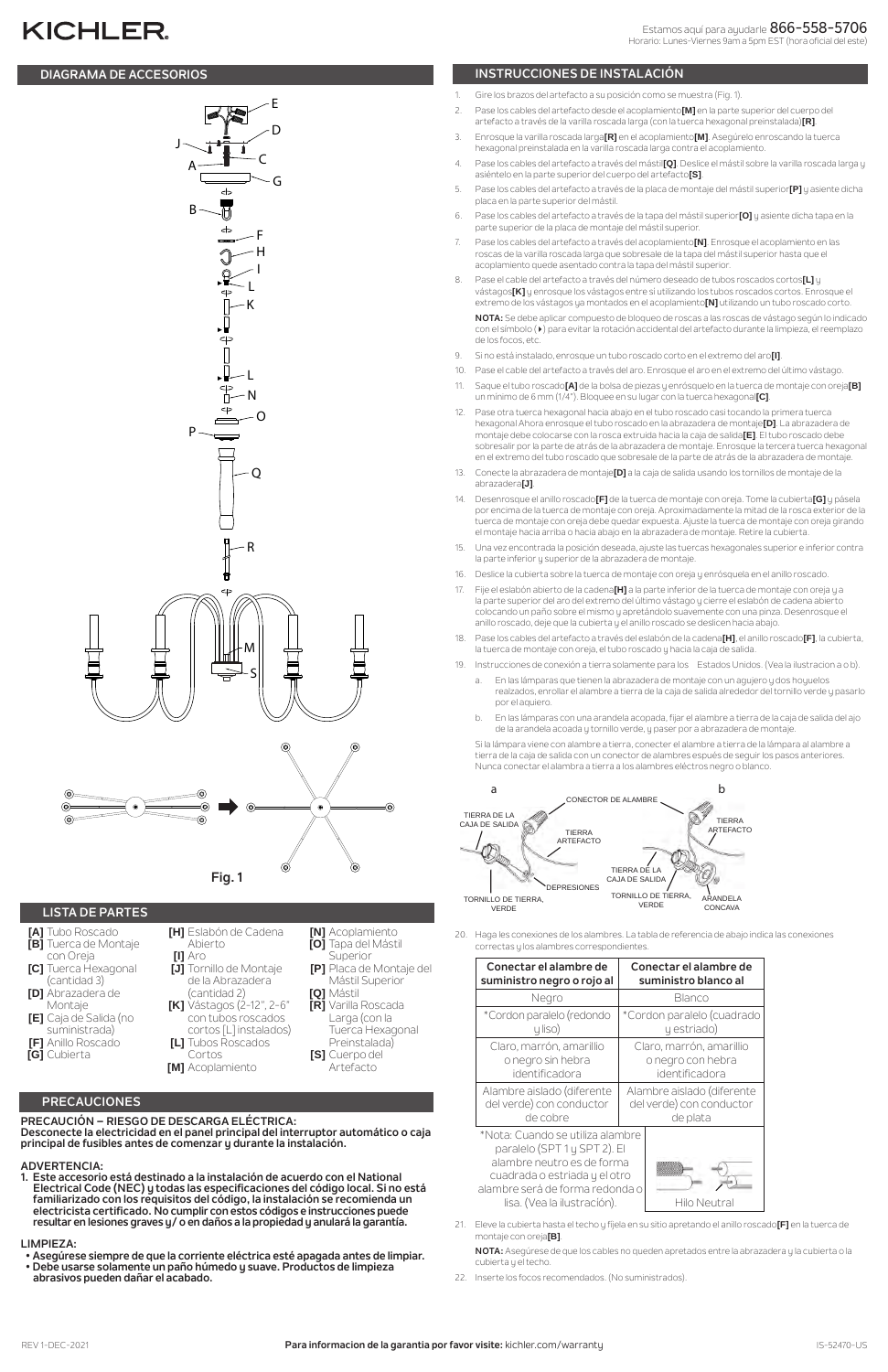KICHLER

Estamos aquí para ayudarle **866-558-5706**
Horario: Lunes-Viernes 9am a 5pm EST (hora oficial del este)

## DIAGRAMA DE ACCESORIOS

E
D
J
C
A
G
B
F
H
I
L
K
L
N
O
P
Q
R
M
S

**Fig. 1**

## LISTA DE PARTES

**[A]** Tubo Roscado
**[B]** Tuerca de Montaje con Oreja
**[C]** Tuerca Hexagonal (cantidad 3)
**[D]** Abrazadera de Montaje
**[E]** Caja de Salida (no suministrada)
**[F]** Anillo Roscado
**[G]** Cubierta
**[H]** Eslabón de Cadena Abierto
**[I]** Aro
**[J]** Tornillo de Montaje de la Abrazadera (cantidad 2)
**[K]** Vástagos (2-12", 2-6" con tubos roscados cortos [L] instalados)
**[L]** Tubos Roscados Cortos
**[M]** Acoplamiento
**[N]** Acoplamiento
**[O]** Tapa del Mástil Superior
**[P]** Placa de Montaje del Mástil Superior
**[Q]** Mástil
**[R]** Varilla Roscada Larga (con la Tuerca Hexagonal Preinstalada)
**[S]** Cuerpo del Artefacto

## PRECAUCIONES

**PRECAUCIÓN – RIESGO DE DESCARGA ELÉCTRICA:**
**Desconecte la electricidad en el panel principal del interruptor automático o caja principal de fusibles antes de comenzar y durante la instalación.**

**ADVERTENCIA:**
1. **Este accesorio está destinado a la instalación de acuerdo con el National Electrical Code (NEC) y todas las especificaciones del código local. Si no está familiarizado con los requisitos del código, la instalación se recomienda un electricista certificado. No cumplir con estos códigos e instrucciones puede resultar en lesiones graves y/ o en daños a la propiedad y anulará la garantía.**

**LIMPIEZA:**
- **Asegúrese siempre de que la corriente eléctrica esté apagada antes de limpiar.**
- **Debe usarse solamente un paño húmedo y suave. Productos de limpieza abrasivos pueden dañar el acabado.**

## INSTRUCCIONES DE INSTALACIÓN

1. Gire los brazos del artefacto a su posición como se muestra (Fig. 1).
2. Pase los cables del artefacto desde el acoplamiento **[M]** en la parte superior del cuerpo del artefacto a través de la varilla roscada larga (con la tuerca hexagonal preinstalada) **[R]**.
3. Enrosque la varilla roscada larga **[R]** en el acoplamiento **[M]**. Asegúrelo enroscando la tuerca hexagonal preinstalada en la varilla roscada larga contra el acoplamiento.
4. Pase los cables del artefacto a través del mástil **[Q]**. Deslice el mástil sobre la varilla roscada larga y asiéntelo en la parte superior del cuerpo del artefacto **[S]**.
5. Pase los cables del artefacto a través de la placa de montaje del mástil superior **[P]** y asiente dicha placa en la parte superior del mástil.
6. Pase los cables del artefacto a través de la tapa del mástil superior **[O]** y asiente dicha tapa en la parte superior de la placa de montaje del mástil superior.
7. Pase los cables del artefacto a través del acoplamiento **[N]**. Enrosque el acoplamiento en las roscas de la varilla roscada larga que sobresale de la tapa del mástil superior hasta que el acoplamiento quede asentado contra la tapa del mástil superior.
8. Pase el cable del artefacto a través del número deseado de tubos roscados cortos **[L]** y vástagos **[K]** y enrosque los vástagos entre si utilizando los tubos roscados cortos. Enrosque el extremo de los vástagos ya montados en el acoplamiento **[N]** utilizando un tubo roscado corto.

   **NOTA:** Se debe aplicar compuesto de bloqueo de roscas a las roscas de vástago según lo indicado con el símbolo (▸) para evitar la rotación accidental del artefacto durante la limpieza, el reemplazo de los focos, etc.
9. Si no está instalado, enrosque un tubo roscado corto en el extremo del aro **[I]**.
10. Pase el cable del artefacto a través del aro. Enrosque el aro en el extremo del último vástago.
11. Saque el tubo roscado **[A]** de la bolsa de piezas y enrósquelo en la tuerca de montaje con oreja **[B]** un mínimo de 6 mm (1/4"). Bloquee en su lugar con la tuerca hexagonal **[C]**.
12. Pase otra tuerca hexagonal hacia abajo en el tubo roscado casi tocando la primera tuerca hexagonal Ahora enrosque el tubo roscado en la abrazadera de montaje **[D]**. La abrazadera de montaje debe colocarse con la rosca extruida hacia la caja de salida **[E]**. El tubo roscado debe sobresalir por la parte de atrás de la abrazadera de montaje. Enrosque la tercera tuerca hexagonal en el extremo del tubo roscado que sobresale de la parte de atrás de la abrazadera de montaje.
13. Conecte la abrazadera de montaje **[D]** a la caja de salida usando los tornillos de montaje de la abrazadera **[J]**.
14. Desenrosque el anillo roscado **[F]** de la tuerca de montaje con oreja. Tome la cubierta **[G]** y pásela por encima de la tuerca de montaje con oreja. Aproximadamente la mitad de la rosca exterior de la tuerca de montaje con oreja debe quedar expuesta. Ajuste la tuerca de montaje con oreja girando el montaje hacia arriba o hacia abajo en la abrazadera de montaje. Retire la cubierta.
15. Una vez encontrada la posición deseada, ajuste las tuercas hexagonales superior e inferior contra la parte inferior y superior de la abrazadera de montaje.
16. Deslice la cubierta sobre la tuerca de montaje con oreja y enrósquela en el anillo roscado.
17. Fije el eslabón abierto de la cadena **[H]** a la parte inferior de la tuerca de montaje con oreja y a la parte superior del aro del extremo del último vástago y cierre el eslabón de cadena abierto colocando un paño sobre el mismo y apretándolo suavemente con una pinza. Desenrosque el anillo roscado, deje que la cubierta y el anillo roscado se deslicen hacia abajo.
18. Pase los cables del artefacto a través del eslabón de la cadena **[H]**, el anillo roscado **[F]**, la cubierta, la tuerca de montaje con oreja, el tubo roscado y hacia la caja de salida.
19. Instrucciones de conexión a tierra solamente para los Estados Unidos. (Vea la ilustracion a o b).
    a. En las lámparas que tienen la abrazadera de montaje con un agujero y dos hoyuelos realizados, enrollar el alambre a tierra de la caja de salida alrededor del tornillo verde y pasarlo por el aquiero.
    b. En las lámparas con una arandela acopada, fijar el alambre a tierra de la caja de salida del ajo de la arandela acoada y tornillo verde, y paser por o abrazadera de montaje.

    Si la lámpara viene con alambre a tierra, conecter el alambre a tierra de la lámpara al alambre a tierra de la caja de salida con un conector de alambres espués de seguir los pasos anteriores. Nunca conectar el alambra a tierra a los alambres eléctricos negro o blanco.

a
CONECTOR DE ALAMBRE
TIERRA DE LA CAJA DE SALIDA
TIERRA ARTEFACTO
DEPRESIONES
TORNILLO DE TIERRA, VERDE

b
TIERRA ARTEFACTO
TIERRA DE LA CAJA DE SALIDA
TORNILLO DE TIERRA, VERDE
ARANDELA CONCAVA

20. Haga les conexiones de los alambres. La tabla de referencia de abajo indica las conexiones correctas y los alambres correspondientes.

| Conectar el alambre de suministro negro o rojo al | Conectar el alambre de suministro blanco al |
|---|---|
| Negro | Blanco |
| *Cordon paralelo (redondo y liso) | *Cordon paralelo (cuadrado y estriado) |
| Claro, marrón, amarillio o negro sin hebra identificadora | Claro, marrón, amarillio o negro con hebra identificadora |
| Alambre aislado (diferente del verde) con conductor de cobre | Alambre aislado (diferente del verde) con conductor de plata |

*Nota: Cuando se utiliza alambre paralelo (SPT 1 y SPT 2). El alambre neutro es de forma cuadrada o estriada y el otro alambre será de forma redonda o lisa. (Vea la ilustración).

Hilo Neutral

21. Eleve la cubierta hasta el techo y fíjela en su sitio apretando el anillo roscado **[F]** en la tuerca de montaje con oreja **[B]**.

    **NOTA:** Asegúrese de que los cables no queden apretados entre la abrazadera y la cubierta o la cubierta y el techo.
22. Inserte los focos recomendados. (No suministrados).

REV 1-DEC-2021

**Para informacion de la garantia por favor visite:** kichler.com/warranty

IS-52470-US